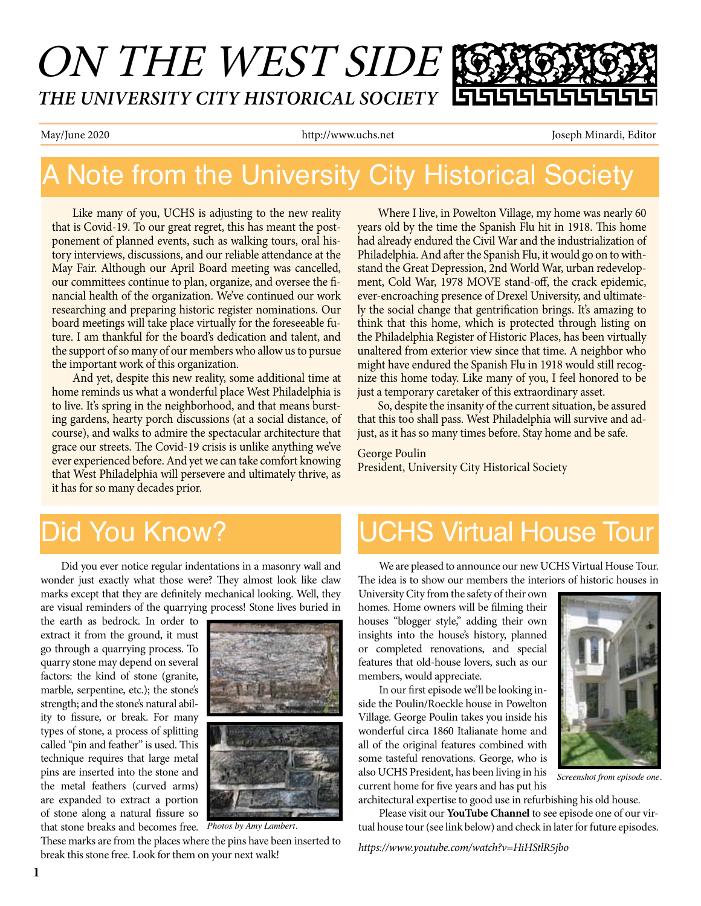# ON THE WEST SIDE

## THE UNIVERSITY CITY HISTORICAL SOCIETY

May/June 2020 http://www.uchs.net Joseph Minardi, Editor

## A Note from the University City Historical Society

Like many of you, UCHS is adjusting to the new reality that is Covid-19. To our great regret, this has meant the postponement of planned events, such as walking tours, oral history interviews, discussions, and our reliable attendance at the May Fair. Although our April Board meeting was cancelled, our committees continue to plan, organize, and oversee the financial health of the organization. We've continued our work researching and preparing historic register nominations. Our board meetings will take place virtually for the foreseeable future. I am thankful for the board's dedication and talent, and the support of so many of our members who allow us to pursue the important work of this organization.

And yet, despite this new reality, some additional time at home reminds us what a wonderful place West Philadelphia is to live. It's spring in the neighborhood, and that means bursting gardens, hearty porch discussions (at a social distance, of course), and walks to admire the spectacular architecture that grace our streets. The Covid-19 crisis is unlike anything we've ever experienced before. And yet we can take comfort knowing that West Philadelphia will persevere and ultimately thrive, as it has for so many decades prior.

Where I live, in Powelton Village, my home was nearly 60 years old by the time the Spanish Flu hit in 1918. This home had already endured the Civil War and the industrialization of Philadelphia. And after the Spanish Flu, it would go on to withstand the Great Depression, 2nd World War, urban redevelopment, Cold War, 1978 MOVE stand-off, the crack epidemic, ever-encroaching presence of Drexel University, and ultimately the social change that gentrification brings. It's amazing to think that this home, which is protected through listing on the Philadelphia Register of Historic Places, has been virtually unaltered from exterior view since that time. A neighbor who might have endured the Spanish Flu in 1918 would still recognize this home today. Like many of you, I feel honored to be just a temporary caretaker of this extraordinary asset.

So, despite the insanity of the current situation, be assured that this too shall pass. West Philadelphia will survive and adjust, as it has so many times before. Stay home and be safe.

George Poulin
President, University City Historical Society

## Did You Know?

Did you ever notice regular indentations in a masonry wall and wonder just exactly what those were? They almost look like claw marks except that they are definitely mechanical looking. Well, they are visual reminders of the quarrying process! Stone lives buried in the earth as bedrock. In order to extract it from the ground, it must go through a quarrying process. To quarry stone may depend on several factors: the kind of stone (granite, marble, serpentine, etc.); the stone's strength; and the stone's natural ability to fissure, or break. For many types of stone, a process of splitting called "pin and feather" is used. This technique requires that large metal pins are inserted into the stone and the metal feathers (curved arms) are expanded to extract a portion of stone along a natural fissure so that stone breaks and becomes free. These marks are from the places where the pins have been inserted to break this stone free. Look for them on your next walk!

*Photos by Amy Lambert.*

## UCHS Virtual House Tour

We are pleased to announce our new UCHS Virtual House Tour. The idea is to show our members the interiors of historic houses in University City from the safety of their own homes. Home owners will be filming their houses "blogger style," adding their own insights into the house's history, planned or completed renovations, and special features that old-house lovers, such as our members, would appreciate.

In our first episode we'll be looking inside the Poulin/Roeckle house in Powelton Village. George Poulin takes you inside his wonderful circa 1860 Italianate home and all of the original features combined with some tasteful renovations. George, who is also UCHS President, has been living in his current home for five years and has put his architectural expertise to good use in refurbishing his old house.

*Screenshot from episode one.*

Please visit our **YouTube Channel** to see episode one of our virtual house tour (see link below) and check in later for future episodes.

*https://www.youtube.com/watch?v=HiHStlR5jbo*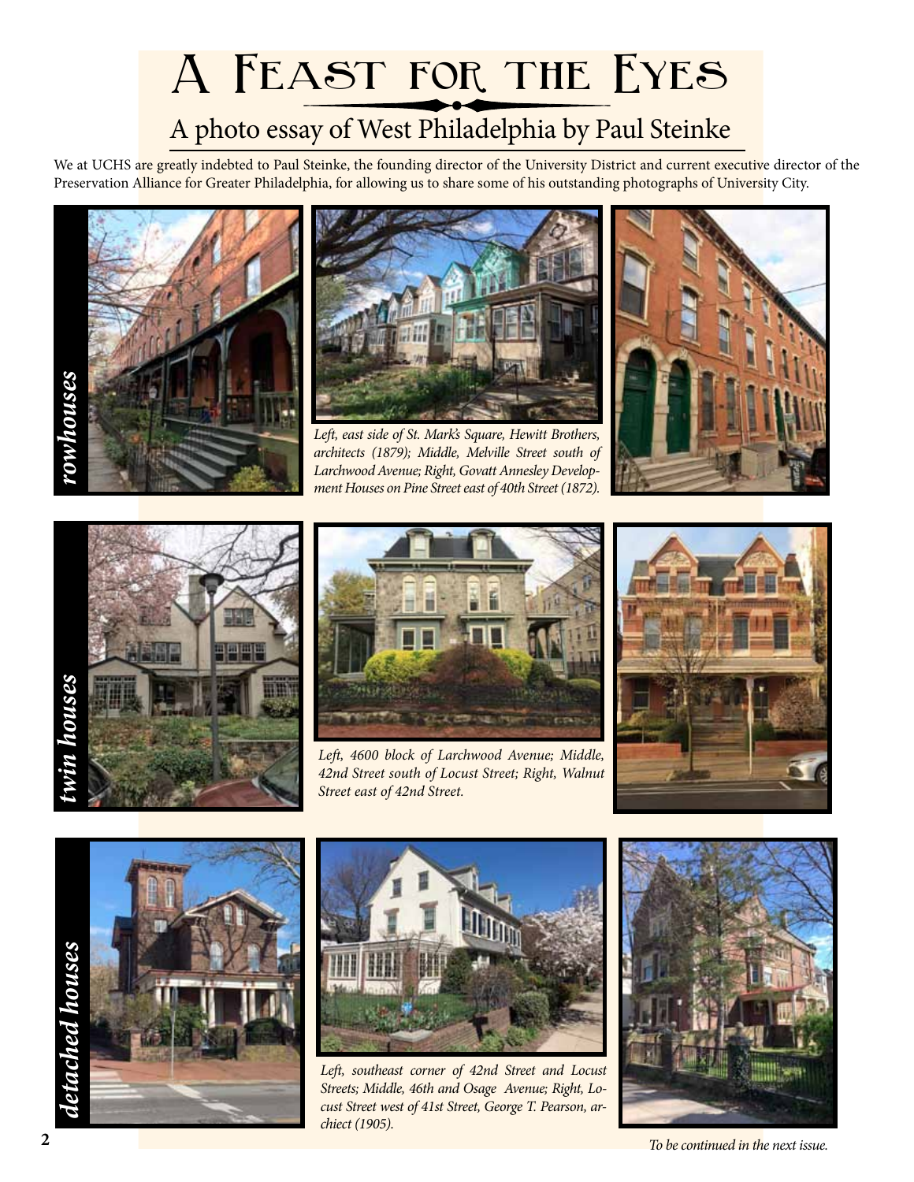# A Feast for the Eyes

## A photo essay of West Philadelphia by Paul Steinke

We at UCHS are greatly indebted to Paul Steinke, the founding director of the University District and current executive director of the Preservation Alliance for Greater Philadelphia, for allowing us to share some of his outstanding photographs of University City.

***rowhouses***

*Left, east side of St. Mark's Square, Hewitt Brothers, architects (1879); Middle, Melville Street south of Larchwood Avenue; Right, Govatt Annesley Development Houses on Pine Street east of 40th Street (1872).*

***twin houses***

*Left, 4600 block of Larchwood Avenue; Middle, 42nd Street south of Locust Street; Right, Walnut Street east of 42nd Street.*

***detached houses***

*Left, southeast corner of 42nd Street and Locust Streets; Middle, 46th and Osage Avenue; Right, Locust Street west of 41st Street, George T. Pearson, archiect (1905).*

*To be continued in the next issue.*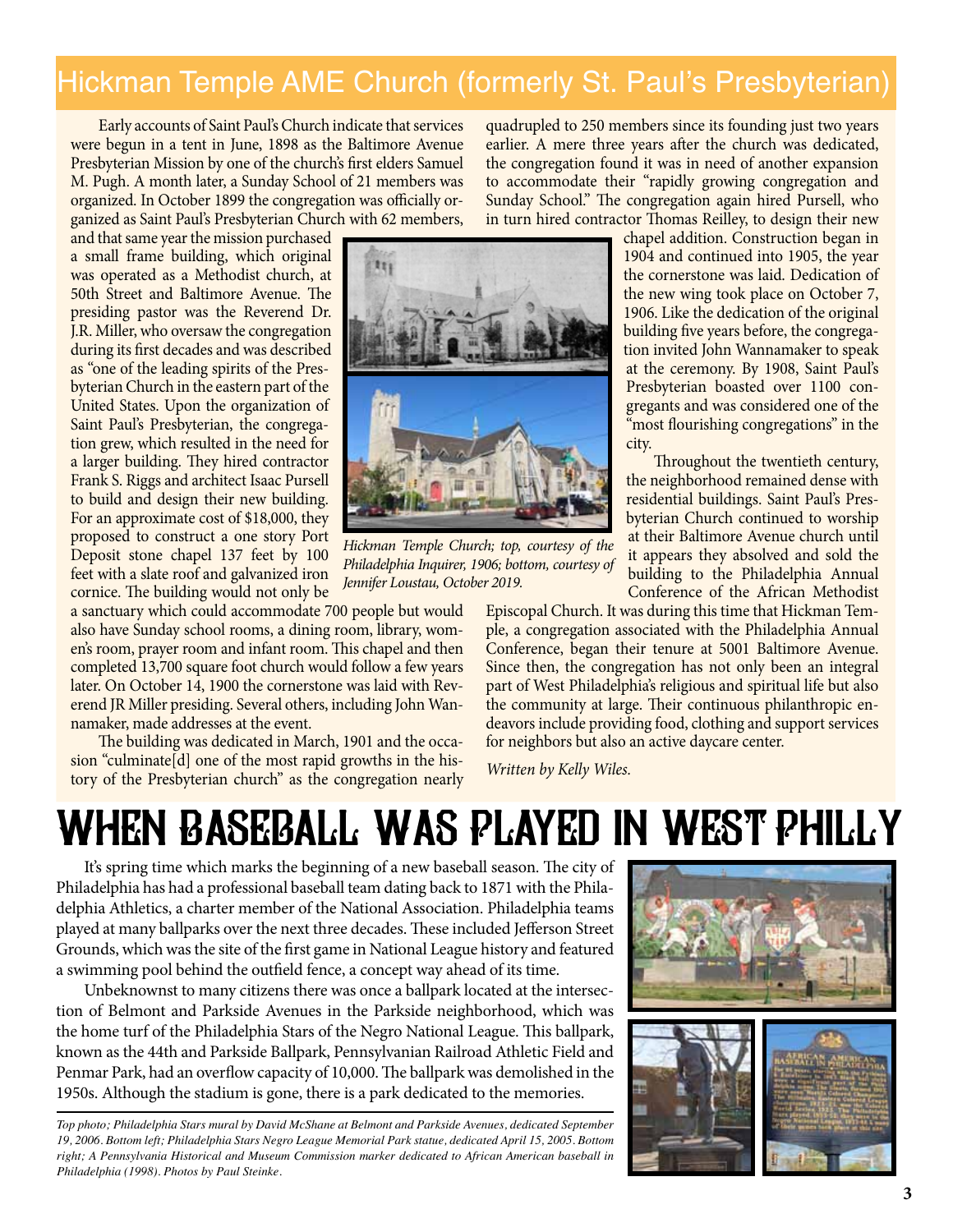## Hickman Temple AME Church (formerly St. Paul's Presbyterian)

Early accounts of Saint Paul's Church indicate that services were begun in a tent in June, 1898 as the Baltimore Avenue Presbyterian Mission by one of the church's first elders Samuel M. Pugh. A month later, a Sunday School of 21 members was organized. In October 1899 the congregation was officially organized as Saint Paul's Presbyterian Church with 62 members, and that same year the mission purchased a small frame building, which original was operated as a Methodist church, at 50th Street and Baltimore Avenue. The presiding pastor was the Reverend Dr. J.R. Miller, who oversaw the congregation during its first decades and was described as "one of the leading spirits of the Presbyterian Church in the eastern part of the United States. Upon the organization of Saint Paul's Presbyterian, the congregation grew, which resulted in the need for a larger building. They hired contractor Frank S. Riggs and architect Isaac Pursell to build and design their new building. For an approximate cost of $18,000, they proposed to construct a one story Port Deposit stone chapel 137 feet by 100 feet with a slate roof and galvanized iron cornice. The building would not only be a sanctuary which could accommodate 700 people but would also have Sunday school rooms, a dining room, library, women's room, prayer room and infant room. This chapel and then completed 13,700 square foot church would follow a few years later. On October 14, 1900 the cornerstone was laid with Reverend JR Miller presiding. Several others, including John Wannamaker, made addresses at the event.

*Hickman Temple Church; top, courtesy of the Philadelphia Inquirer, 1906; bottom, courtesy of Jennifer Loustau, October 2019.*

The building was dedicated in March, 1901 and the occasion "culminate[d] one of the most rapid growths in the history of the Presbyterian church" as the congregation nearly quadrupled to 250 members since its founding just two years earlier. A mere three years after the church was dedicated, the congregation found it was in need of another expansion to accommodate their "rapidly growing congregation and Sunday School." The congregation again hired Pursell, who in turn hired contractor Thomas Reilley, to design their new chapel addition. Construction began in 1904 and continued into 1905, the year the cornerstone was laid. Dedication of the new wing took place on October 7, 1906. Like the dedication of the original building five years before, the congregation invited John Wannamaker to speak at the ceremony. By 1908, Saint Paul's Presbyterian boasted over 1100 congregants and was considered one of the "most flourishing congregations" in the city.

Throughout the twentieth century, the neighborhood remained dense with residential buildings. Saint Paul's Presbyterian Church continued to worship at their Baltimore Avenue church until it appears they absolved and sold the building to the Philadelphia Annual Conference of the African Methodist Episcopal Church. It was during this time that Hickman Temple, a congregation associated with the Philadelphia Annual Conference, began their tenure at 5001 Baltimore Avenue. Since then, the congregation has not only been an integral part of West Philadelphia's religious and spiritual life but also the community at large. Their continuous philanthropic endeavors include providing food, clothing and support services for neighbors but also an active daycare center.

*Written by Kelly Wiles.*

# When Baseball Was Played in West Philly

It's spring time which marks the beginning of a new baseball season. The city of Philadelphia has had a professional baseball team dating back to 1871 with the Philadelphia Athletics, a charter member of the National Association. Philadelphia teams played at many ballparks over the next three decades. These included Jefferson Street Grounds, which was the site of the first game in National League history and featured a swimming pool behind the outfield fence, a concept way ahead of its time.

Unbeknownst to many citizens there was once a ballpark located at the intersection of Belmont and Parkside Avenues in the Parkside neighborhood, which was the home turf of the Philadelphia Stars of the Negro National League. This ballpark, known as the 44th and Parkside Ballpark, Pennsylvanian Railroad Athletic Field and Penmar Park, had an overflow capacity of 10,000. The ballpark was demolished in the 1950s. Although the stadium is gone, there is a park dedicated to the memories.

*Top photo; Philadelphia Stars mural by David McShane at Belmont and Parkside Avenues, dedicated September 19, 2006. Bottom left; Philadelphia Stars Negro League Memorial Park statue, dedicated April 15, 2005. Bottom right; A Pennsylvania Historical and Museum Commission marker dedicated to African American baseball in Philadelphia (1998). Photos by Paul Steinke.*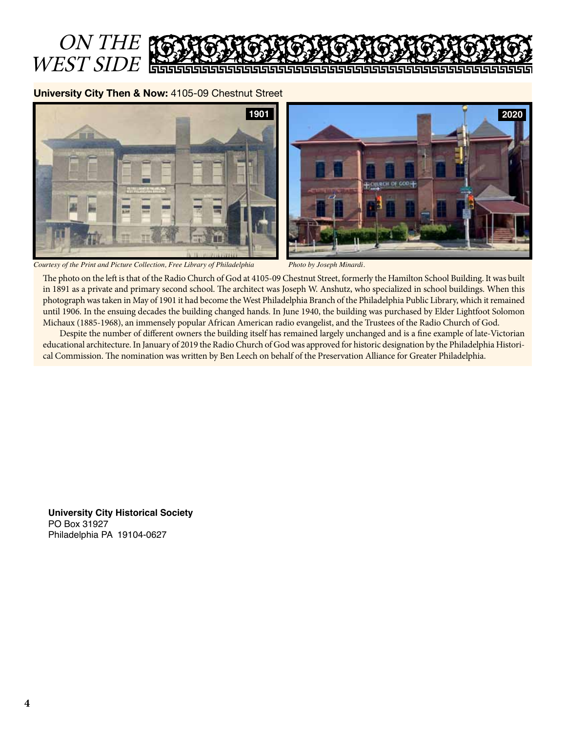# ON THE WEST SIDE

**University City Then & Now:** 4105-09 Chestnut Street

1901

2020

*Courtesy of the Print and Picture Collection, Free Library of Philadelphia*

*Photo by Joseph Minardi*.

The photo on the left is that of the Radio Church of God at 4105-09 Chestnut Street, formerly the Hamilton School Building. It was built in 1891 as a private and primary second school. The architect was Joseph W. Anshutz, who specialized in school buildings. When this photograph was taken in May of 1901 it had become the West Philadelphia Branch of the Philadelphia Public Library, which it remained until 1906. In the ensuing decades the building changed hands. In June 1940, the building was purchased by Elder Lightfoot Solomon Michaux (1885-1968), an immensely popular African American radio evangelist, and the Trustees of the Radio Church of God.

Despite the number of different owners the building itself has remained largely unchanged and is a fine example of late-Victorian educational architecture. In January of 2019 the Radio Church of God was approved for historic designation by the Philadelphia Historical Commission. The nomination was written by Ben Leech on behalf of the Preservation Alliance for Greater Philadelphia.

**University City Historical Society**
PO Box 31927
Philadelphia PA 19104-0627